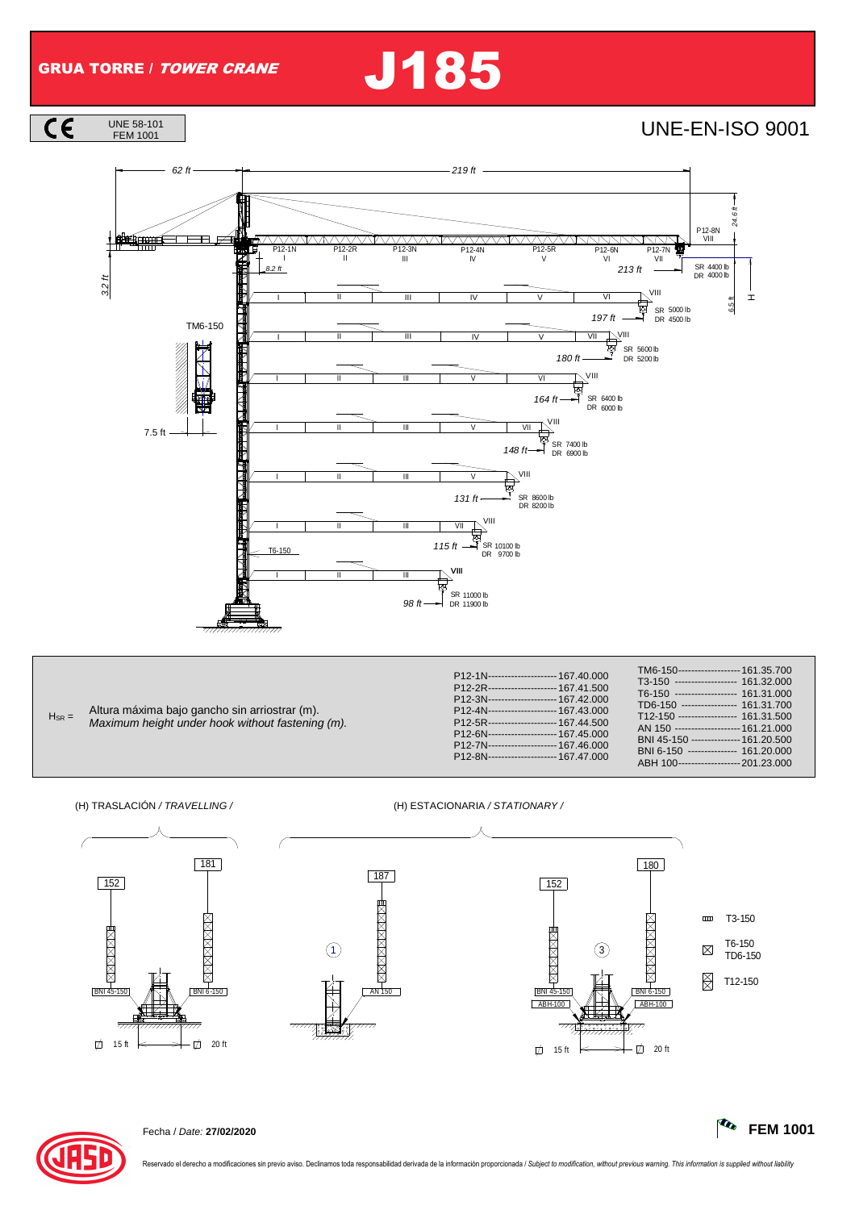# GRUA TORRE / *TOWER CRANE* J185

CE UNE 58-101 FEM 1001

## UNE-EN-ISO 9001

62 ft — 219 ft

24.6 ft

P12-8N VIII

P12-1N I | P12-2R II | P12-3N III | P12-4N IV | P12-5R V | P12-6N VI | P12-7N VII

8.2 ft

3.2 ft

| Jib length | SR | DR |
|---|---|---|
| 213 ft | 4400 lb | 4000 lb |
| 197 ft | 5000 lb | 4500 lb |
| 180 ft | 5600 lb | 5200 lb |
| 164 ft | 6400 lb | 6000 lb |
| 148 ft | 7400 lb | 6900 lb |
| 131 ft | 8600 lb | 8200 lb |
| 115 ft | 10100 lb | 9700 lb |
| 98 ft | 11000 lb | 11900 lb |

6.5 ft

H

TM6-150

7.5 ft

T6-150

$H_{SR}$ = Altura máxima bajo gancho sin arriostrar (m).
*Maximum height under hook without fastening (m).*

| | |
|---|---|
| P12-1N | 167.40.000 |
| P12-2R | 167.41.500 |
| P12-3N | 167.42.000 |
| P12-4N | 167.43.000 |
| P12-5R | 167.44.500 |
| P12-6N | 167.45.000 |
| P12-7N | 167.46.000 |
| P12-8N | 167.47.000 |

| | |
|---|---|
| TM6-150 | 161.35.700 |
| T3-150 | 161.32.000 |
| T6-150 | 161.31.000 |
| TD6-150 | 161.31.700 |
| T12-150 | 161.31.500 |
| AN 150 | 161.21.000 |
| BNI 45-150 | 161.20.500 |
| BNI 6-150 | 161.20.000 |
| ABH 100 | 201.23.000 |

(H) TRASLACIÓN / *TRAVELLING /*

152 — 181

BNI 45-150 — BNI 6-150

15 ft — 20 ft

(H) ESTACIONARIA / *STATIONARY /*

① 187 — AN 150

③ 152 — 180

BNI 45-150 / ABH-100 — BNI 6-150 / ABH-100

15 ft — 20 ft

T3-150

T6-150 TD6-150

T12-150

Fecha / *Date:* **27/02/2020**

**FEM 1001**

Reservado el derecho a modificaciones sin previo aviso. Declinamos toda responsabilidad derivada de la información proporcionada / *Subject to modification, without previous warning. This information is supplied without liability*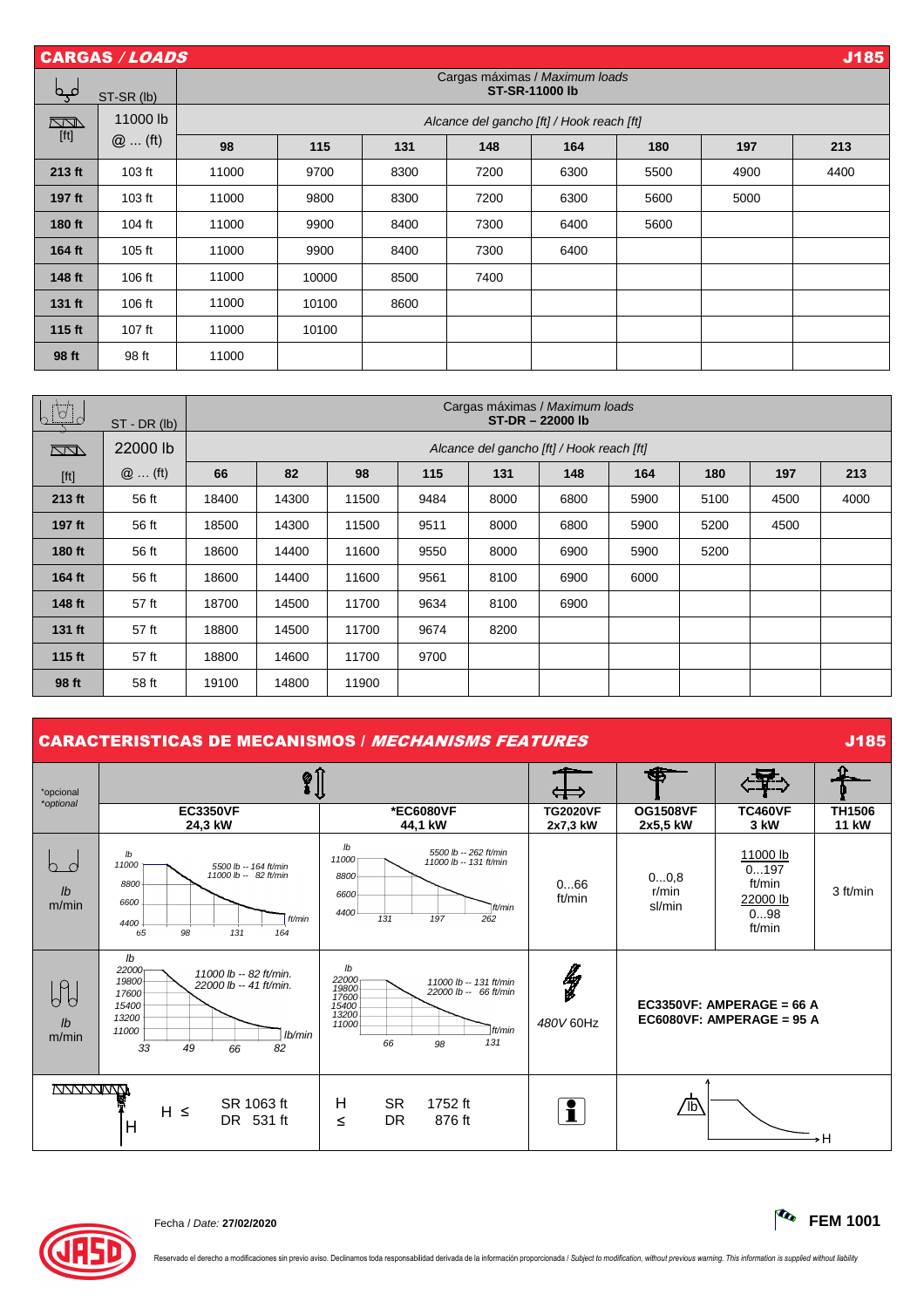## CARGAS / *LOADS* — J185

| ST-SR (lb) | | Cargas máximas / *Maximum loads* **ST-SR-11000 lb** | | | | | | | |
|---|---|---|---|---|---|---|---|---|---|
| [ft] | 11000 lb @ ... (ft) | *Alcance del gancho [ft] / Hook reach [ft]* | | | | | | | |
| | | **98** | **115** | **131** | **148** | **164** | **180** | **197** | **213** |
| **213 ft** | 103 ft | 11000 | 9700 | 8300 | 7200 | 6300 | 5500 | 4900 | 4400 |
| **197 ft** | 103 ft | 11000 | 9800 | 8300 | 7200 | 6300 | 5600 | 5000 | |
| **180 ft** | 104 ft | 11000 | 9900 | 8400 | 7300 | 6400 | 5600 | | |
| **164 ft** | 105 ft | 11000 | 9900 | 8400 | 7300 | 6400 | | | |
| **148 ft** | 106 ft | 11000 | 10000 | 8500 | 7400 | | | | |
| **131 ft** | 106 ft | 11000 | 10100 | 8600 | | | | | |
| **115 ft** | 107 ft | 11000 | 10100 | | | | | | |
| **98 ft** | 98 ft | 11000 | | | | | | | |

| ST - DR (lb) | | Cargas máximas / *Maximum loads* **ST-DR – 22000 lb** | | | | | | | | | |
|---|---|---|---|---|---|---|---|---|---|---|---|
| | 22000 lb | *Alcance del gancho [ft] / Hook reach [ft]* | | | | | | | | | |
| [ft] | @ ... (ft) | **66** | **82** | **98** | **115** | **131** | **148** | **164** | **180** | **197** | **213** |
| **213 ft** | 56 ft | 18400 | 14300 | 11500 | 9484 | 8000 | 6800 | 5900 | 5100 | 4500 | 4000 |
| **197 ft** | 56 ft | 18500 | 14300 | 11500 | 9511 | 8000 | 6800 | 5900 | 5200 | 4500 | |
| **180 ft** | 56 ft | 18600 | 14400 | 11600 | 9550 | 8000 | 6900 | 5900 | 5200 | | |
| **164 ft** | 56 ft | 18600 | 14400 | 11600 | 9561 | 8100 | 6900 | 6000 | | | |
| **148 ft** | 57 ft | 18700 | 14500 | 11700 | 9634 | 8100 | 6900 | | | | |
| **131 ft** | 57 ft | 18800 | 14500 | 11700 | 9674 | 8200 | | | | | |
| **115 ft** | 57 ft | 18800 | 14600 | 11700 | 9700 | | | | | | |
| **98 ft** | 58 ft | 19100 | 14800 | 11900 | | | | | | | |

## CARACTERISTICAS DE MECANISMOS / *MECHANISMS FEATURES* — J185

| *opcional *optional* | **EC3350VF 24,3 kW** | ***EC6080VF 44,1 kW** | **TG2020VF 2x7,3 kW** | **OG1508VF 2x5,5 kW** | **TC460VF 3 kW** | **TH1506 11 kW** |
|---|---|---|---|---|---|---|
| lb m/min | 5500 lb -- 164 ft/min; 11000 lb -- 82 ft/min | 5500 lb -- 262 ft/min; 11000 lb -- 131 ft/min | 0...66 ft/min | 0...0,8 r/min sl/min | 11000 lb 0...197 ft/min; 22000 lb 0...98 ft/min | 3 ft/min |
| lb m/min | 11000 lb -- 82 ft/min; 22000 lb -- 41 ft/min | 11000 lb -- 131 ft/min; 22000 lb -- 66 ft/min | 480V 60Hz | **EC3350VF: AMPERAGE = 66 A** **EC6080VF: AMPERAGE = 95 A** | | |
| H ≤ | SR 1063 ft; DR 531 ft | H ≤ SR 1752 ft; DR 876 ft | | | | |

Fecha / *Date:* **27/02/2020**

**FEM 1001**

Reservado el derecho a modificaciones sin previo aviso. Declinamos toda responsabilidad derivada de la información proporcionada / *Subject to modification, without previous warning. This information is supplied without liability*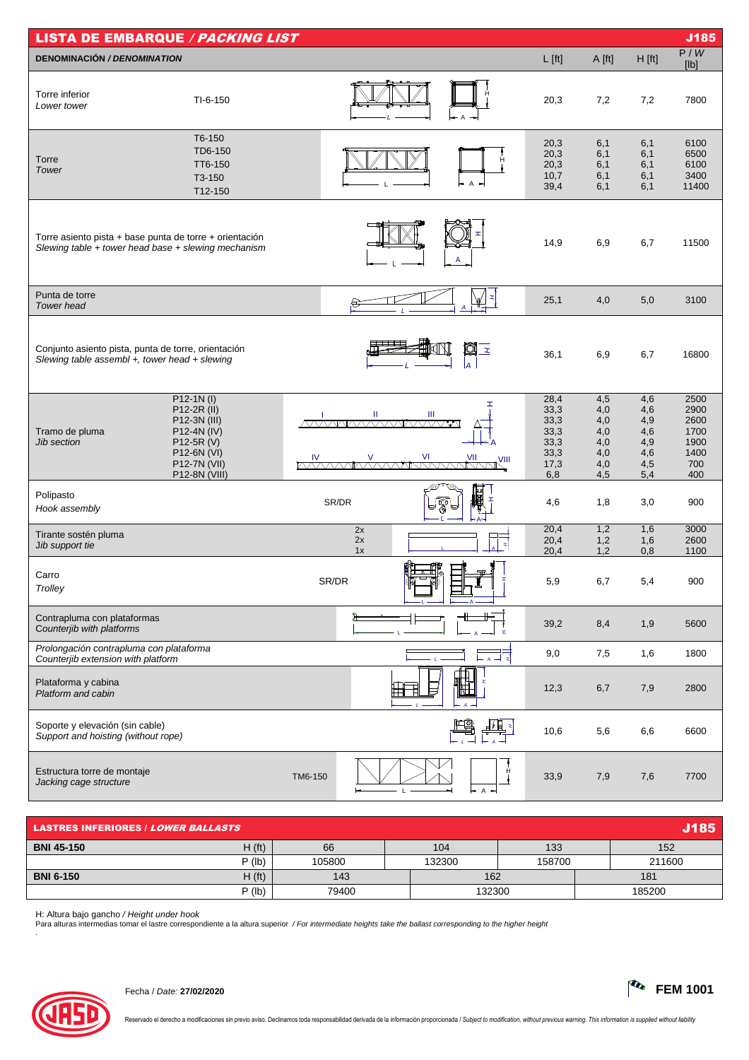## LISTA DE EMBARQUE / *PACKING LIST* — J185

| DENOMINACIÓN / *DENOMINATION* | | L [ft] | A [ft] | H [ft] | P / *W* [lb] |
|---|---|---|---|---|---|
| Torre inferior<br>*Lower tower* | TI-6-150 | 20,3 | 7,2 | 7,2 | 7800 |
| Torre<br>*Tower* | T6-150 | 20,3 | 6,1 | 6,1 | 6100 |
| | TD6-150 | 20,3 | 6,1 | 6,1 | 6500 |
| | TT6-150 | 20,3 | 6,1 | 6,1 | 6100 |
| | T3-150 | 10,7 | 6,1 | 6,1 | 3400 |
| | T12-150 | 39,4 | 6,1 | 6,1 | 11400 |
| Torre asiento pista + base punta de torre + orientación<br>*Slewing table + tower head base + slewing mechanism* | | 14,9 | 6,9 | 6,7 | 11500 |
| Punta de torre<br>*Tower head* | | 25,1 | 4,0 | 5,0 | 3100 |
| Conjunto asiento pista, punta de torre, orientación<br>*Slewing table assembl +, tower head + slewing* | | 36,1 | 6,9 | 6,7 | 16800 |
| Tramo de pluma<br>*Jib section* | P12-1N (I) | 28,4 | 4,5 | 4,6 | 2500 |
| | P12-2R (II) | 33,3 | 4,0 | 4,6 | 2900 |
| | P12-3N (III) | 33,3 | 4,0 | 4,9 | 2600 |
| | P12-4N (IV) | 33,3 | 4,0 | 4,6 | 1700 |
| | P12-5R (V) | 33,3 | 4,0 | 4,9 | 1900 |
| | P12-6N (VI) | 33,3 | 4,0 | 4,6 | 1400 |
| | P12-7N (VII) | 17,3 | 4,0 | 4,5 | 700 |
| | P12-8N (VIII) | 6,8 | 4,5 | 5,4 | 400 |
| Polipasto<br>*Hook assembly* | SR/DR | 4,6 | 1,8 | 3,0 | 900 |
| Tirante sostén pluma<br>*Jib support tie* | 2x | 20,4 | 1,2 | 1,6 | 3000 |
| | 2x | 20,4 | 1,2 | 1,6 | 2600 |
| | 1x | 20,4 | 1,2 | 0,8 | 1100 |
| Carro<br>*Trolley* | SR/DR | 5,9 | 6,7 | 5,4 | 900 |
| Contrapluma con plataformas<br>*Counterjib with platforms* | | 39,2 | 8,4 | 1,9 | 5600 |
| *Prolongación contrapluma con plataforma*<br>*Counterjib extension with platform* | | 9,0 | 7,5 | 1,6 | 1800 |
| Plataforma y cabina<br>*Platform and cabin* | | 12,3 | 6,7 | 7,9 | 2800 |
| Soporte y elevación (sin cable)<br>*Support and hoisting (without rope)* | | 10,6 | 5,6 | 6,6 | 6600 |
| Estructura torre de montaje<br>*Jacking cage structure* | TM6-150 | 33,9 | 7,9 | 7,6 | 7700 |

## LASTRES INFERIORES / *LOWER BALLASTS* — J185

| | | | | | |
|---|---|---|---|---|---|
| **BNI 45-150** | H (ft) | 66 | 104 | 133 | 152 |
| | P (lb) | 105800 | 132300 | 158700 | 211600 |
| **BNI 6-150** | H (ft) | 143 | 162 | 181 | |
| | P (lb) | 79400 | 132300 | 185200 | |

H: Altura bajo gancho / *Height under hook*

Para alturas intermedias tomar el lastre correspondiente a la altura superior / *For intermediate heights take the ballast corresponding to the higher height*

Fecha / *Date:* **27/02/2020**

**FEM 1001**

Reservado el derecho a modificaciones sin previo aviso. Declinamos toda responsabilidad derivada de la información proporcionada / *Subject to modification, without previous warning. This information is supplied without liability*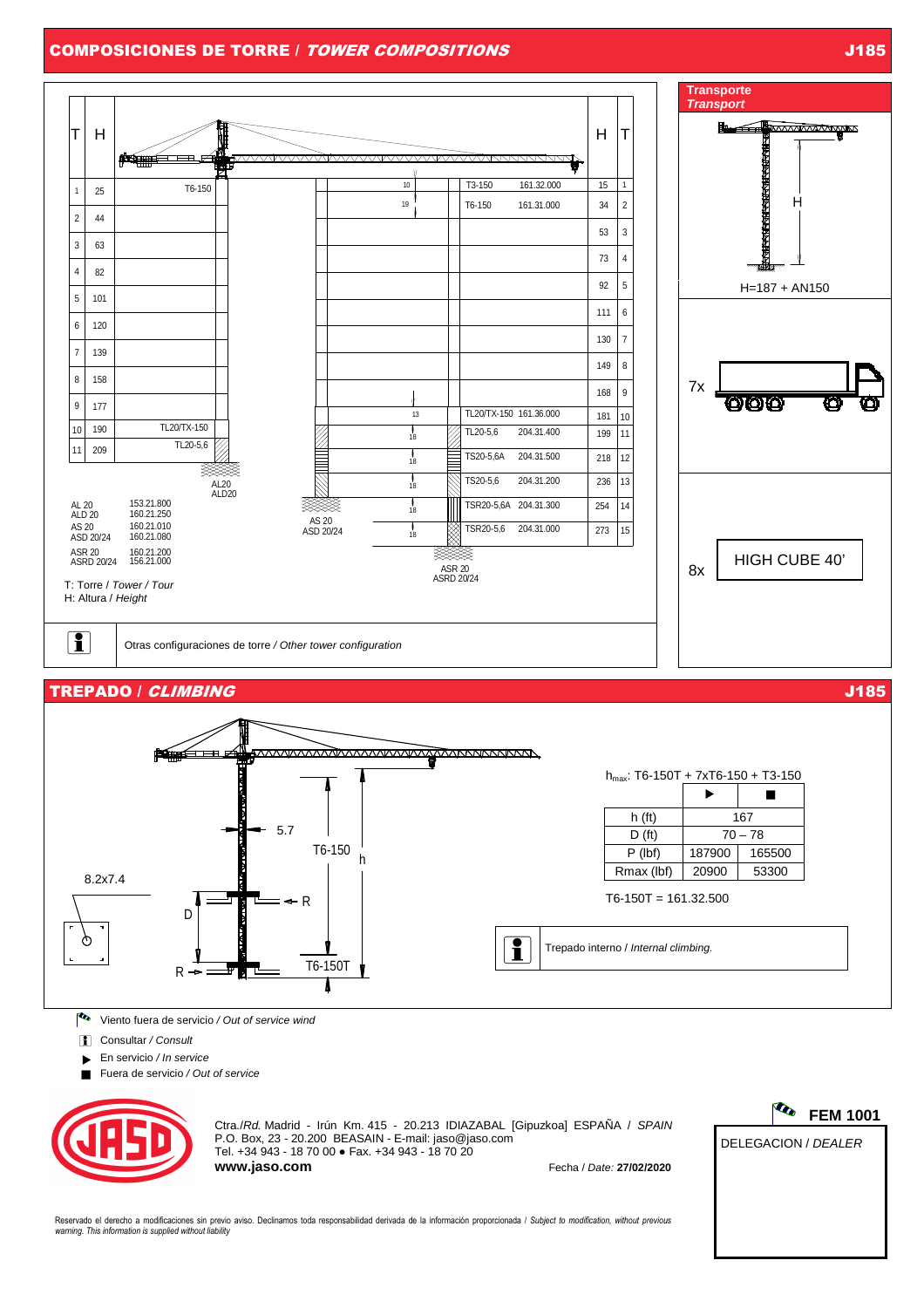## COMPOSICIONES DE TORRE / *TOWER COMPOSITIONS*

| T | H | | H | T |
|---|---|---|---|---|
| 1 | 25 | T6-150 / T3-150 161.32.000 | 15 | 1 |
| 2 | 44 | T6-150 161.31.000 | 34 | 2 |
| 3 | 63 | | 53 | 3 |
| 4 | 82 | | 73 | 4 |
| 5 | 101 | | 92 | 5 |
| 6 | 120 | | 111 | 6 |
| 7 | 139 | | 130 | 7 |
| 8 | 158 | | 149 | 8 |
| 9 | 177 | | 168 | 9 |
| 10 | 190 | TL20/TX-150 / TL20/TX-150 161.36.000 | 181 | 10 |
| 11 | 209 | TL20-5,6 / TL20-5,6 204.31.400 | 199 | 11 |
| | | TS20-5,6A 204.31.500 | 218 | 12 |
| | | TS20-5,6 204.31.200 | 236 | 13 |
| | | TSR20-5,6A 204.31.300 | 254 | 14 |
| | | TSR20-5,6 204.31.000 | 273 | 15 |

10, 19, 13, 18, 18, 18, 18, 18

AL20
ALD20

AL 20 153.21.800
ALD 20 160.21.250
AS 20 160.21.010
ASD 20/24 160.21.080
ASR 20 160.21.200
ASRD 20/24 156.21.000

AS 20
ASD 20/24

ASR 20
ASRD 20/24

T: Torre / *Tower / Tour*
H: Altura / *Height*

Otras configuraciones de torre / *Other tower configuration*

### Transporte / *Transport*

H

H=187 + AN150

7x

8x HIGH CUBE 40'

## TREPADO / *CLIMBING*

5.7

T6-150

h

8.2x7.4

D

R

R

T6-150T

$h_{max}$: T6-150T + 7xT6-150 + T3-150

| | ▶ | ■ |
|---|---|---|
| h (ft) | 167 | |
| D (ft) | 70 – 78 | |
| P (lbf) | 187900 | 165500 |
| Rmax (lbf) | 20900 | 53300 |

T6-150T = 161.32.500

Trepado interno / *Internal climbing.*

- Viento fuera de servicio / *Out of service wind*
- Consultar / *Consult*
- ▶ En servicio / *In service*
- ■ Fuera de servicio / *Out of service*

Ctra./*Rd.* Madrid - Irún Km. 415 - 20.213 IDIAZABAL [Gipuzkoa] ESPAÑA / *SPAIN*
P.O. Box, 23 - 20.200 BEASAIN - E-mail: jaso@jaso.com
Tel. +34 943 - 18 70 00 ● Fax. +34 943 - 18 70 20
**www.jaso.com**

Fecha / *Date:* **27/02/2020**

**FEM 1001**

DELEGACION / *DEALER*

Reservado el derecho a modificaciones sin previo aviso. Declinamos toda responsabilidad derivada de la información proporcionada / *Subject to modification, without previous warning. This information is supplied without liability*